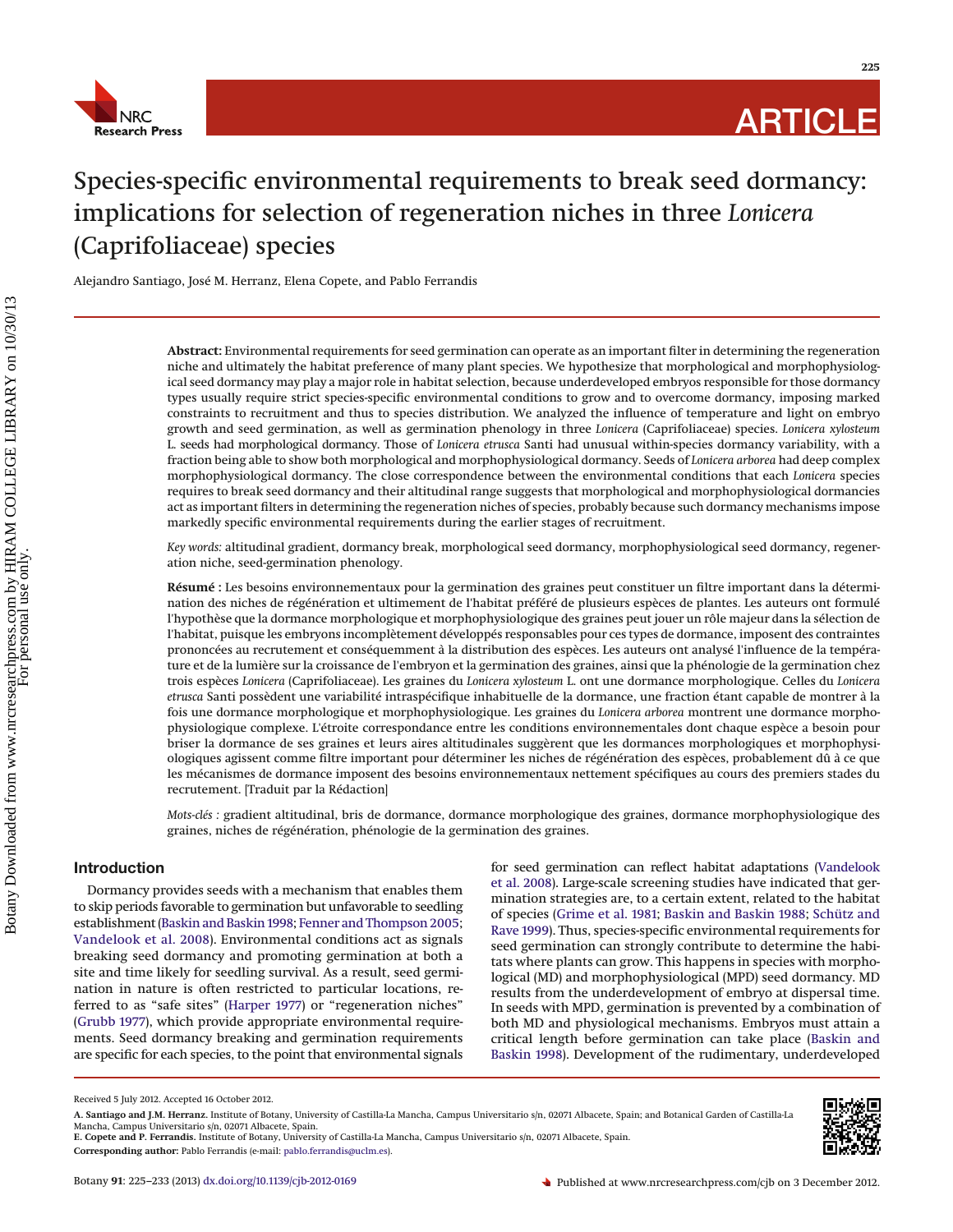# Species-specific environmental requirements to break seed dormancy: implications for selection of regeneration niches in three *Lonicera* (Caprifoliaceae) species

Alejandro Santiago, José M. Herranz, Elena Copete, and Pablo Ferrandis

**Abstract:** Environmental requirements for seed germination can operate as an important filter in determining the regeneration niche and ultimately the habitat preference of many plant species. We hypothesize that morphological and morphophysiological seed dormancy may play a major role in habitat selection, because underdeveloped embryos responsible for those dormancy types usually require strict species-specific environmental conditions to grow and to overcome dormancy, imposing marked constraints to recruitment and thus to species distribution. We analyzed the influence of temperature and light on embryo growth and seed germination, as well as germination phenology in three *Lonicera* (Caprifoliaceae) species. *Lonicera xylosteum* L. seeds had morphological dormancy. Those of *Lonicera etrusca* Santi had unusual within-species dormancy variability, with a fraction being able to show both morphological and morphophysiological dormancy. Seeds of *Lonicera arborea* had deep complex morphophysiological dormancy. The close correspondence between the environmental conditions that each *Lonicera* species requires to break seed dormancy and their altitudinal range suggests that morphological and morphophysiological dormancies act as important filters in determining the regeneration niches of species, probably because such dormancy mechanisms impose markedly specific environmental requirements during the earlier stages of recruitment.

*Key words:* altitudinal gradient, dormancy break, morphological seed dormancy, morphophysiological seed dormancy, regeneration niche, seed-germination phenology.

**Résumé :** Les besoins environnementaux pour la germination des graines peut constituer un filtre important dans la détermination des niches de régénération et ultimement de l'habitat préféré de plusieurs espèces de plantes. Les auteurs ont formulé l'hypothèse que la dormance morphologique et morphophysiologique des graines peut jouer un rôle majeur dans la sélection de l'habitat, puisque les embryons incomplètement développés responsables pour ces types de dormance, imposent des contraintes prononcées au recrutement et conséquemment à la distribution des espèces. Les auteurs ont analysé l'influence de la température et de la lumière sur la croissance de l'embryon et la germination des graines, ainsi que la phénologie de la germination chez trois espèces *Lonicera* (Caprifoliaceae). Les graines du *Lonicera xylosteum* L. ont une dormance morphologique. Celles du *Lonicera etrusca* Santi possèdent une variabilité intraspécifique inhabituelle de la dormance, une fraction étant capable de montrer à la fois une dormance morphologique et morphophysiologique. Les graines du *Lonicera arborea* montrent une dormance morphophysiologique complexe. L'étroite correspondance entre les conditions environnementales dont chaque espèce a besoin pour briser la dormance de ses graines et leurs aires altitudinales suggèrent que les dormances morphologiques et morphophysiologiques agissent comme filtre important pour déterminer les niches de régénération des espèces, probablement dû à ce que les mécanismes de dormance imposent des besoins environnementaux nettement spécifiques au cours des premiers stades du recrutement. [Traduit par la Rédaction]

*Mots-clés :* gradient altitudinal, bris de dormance, dormance morphologique des graines, dormance morphophysiologique des graines, niches de régénération, phénologie de la germination des graines.

## Introduction

Dormancy provides seeds with a mechanism that enables them to skip periods favorable to germination but unfavorable to seedling establishment (Baskin and Baskin 1998; Fenner and Thompson 2005; Vandelook et al. 2008). Environmental conditions act as signals breaking seed dormancy and promoting germination at both a site and time likely for seedling survival. As a result, seed germination in nature is often restricted to particular locations, referred to as "safe sites" (Harper 1977) or "regeneration niches" (Grubb 1977), which provide appropriate environmental requirements. Seed dormancy breaking and germination requirements are specific for each species, to the point that environmental signals for seed germination can reflect habitat adaptations (Vandelook et al. 2008). Large-scale screening studies have indicated that germination strategies are, to a certain extent, related to the habitat of species (Grime et al. 1981; Baskin and Baskin 1988; Schütz and Rave 1999). Thus, species-specific environmental requirements for seed germination can strongly contribute to determine the habitats where plants can grow. This happens in species with morphological (MD) and morphophysiological (MPD) seed dormancy. MD results from the underdevelopment of embryo at dispersal time. In seeds with MPD, germination is prevented by a combination of both MD and physiological mechanisms. Embryos must attain a critical length before germination can take place (Baskin and Baskin 1998). Development of the rudimentary, underdeveloped

Received 5 July 2012. Accepted 16 October 2012.

**A. Santiago and J.M. Herranz.** Institute of Botany, University of Castilla-La Mancha, Campus Universitario s/n, 02071 Albacete, Spain; and Botanical Garden of Castilla-La Mancha, Campus Universitario s/n, 02071 Albacete, Spain.
**E. Copete and P. Ferrandis.** Institute of Botany, University of Castilla-La Mancha, Campus Universitario s/n, 02071 Albacete, Spain.
**Corresponding author:** Pablo Ferrandis (e-mail: pablo.ferrandis@uclm.es).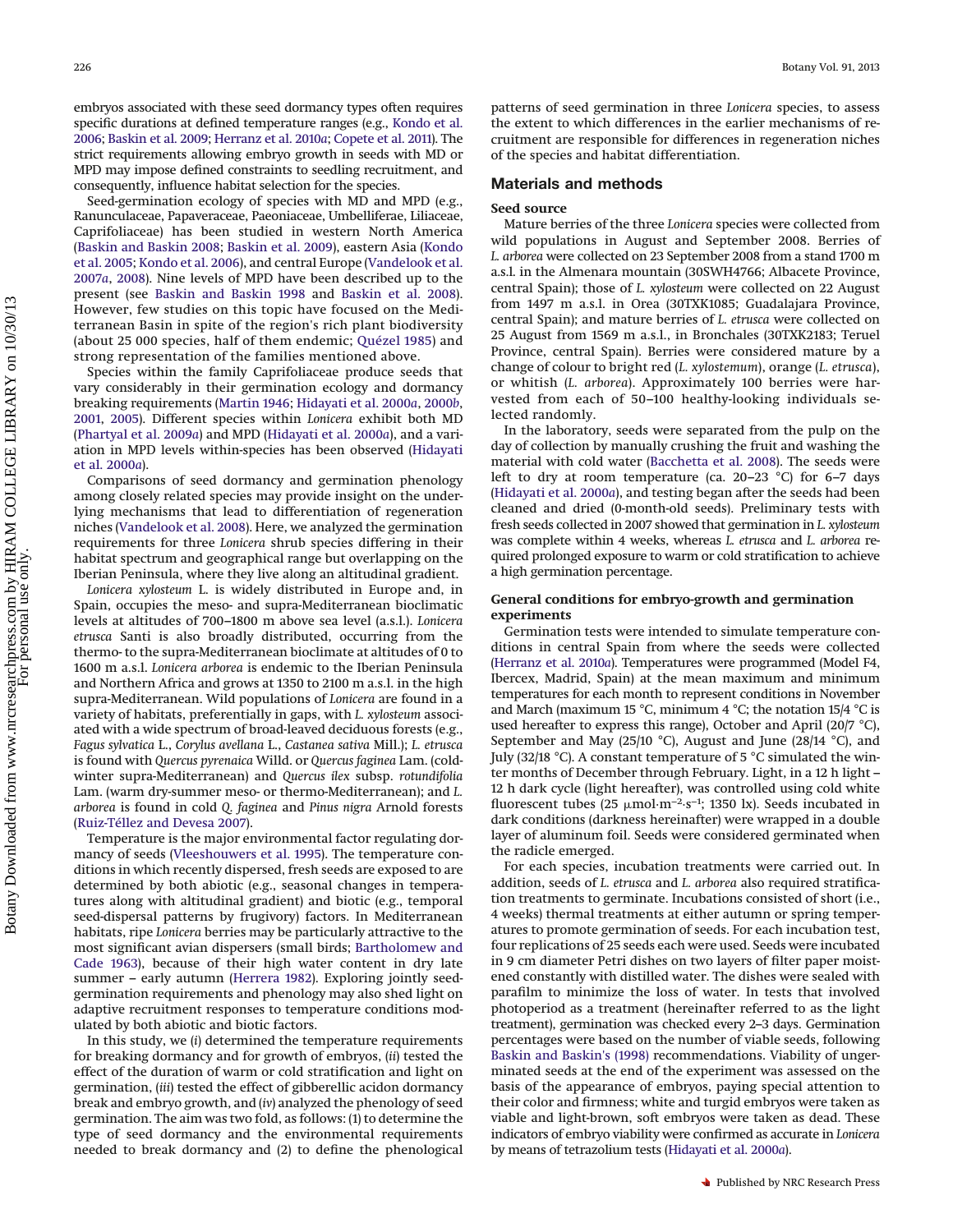embryos associated with these seed dormancy types often requires specific durations at defined temperature ranges (e.g., Kondo et al. 2006; Baskin et al. 2009; Herranz et al. 2010*a*; Copete et al. 2011). The strict requirements allowing embryo growth in seeds with MD or MPD may impose defined constraints to seedling recruitment, and consequently, influence habitat selection for the species.

Seed-germination ecology of species with MD and MPD (e.g., Ranunculaceae, Papaveraceae, Paeoniaceae, Umbelliferae, Liliaceae, Caprifoliaceae) has been studied in western North America (Baskin and Baskin 2008; Baskin et al. 2009), eastern Asia (Kondo et al. 2005; Kondo et al. 2006), and central Europe (Vandelook et al. 2007*a*, 2008). Nine levels of MPD have been described up to the present (see Baskin and Baskin 1998 and Baskin et al. 2008). However, few studies on this topic have focused on the Mediterranean Basin in spite of the region's rich plant biodiversity (about 25 000 species, half of them endemic; Quézel 1985) and strong representation of the families mentioned above.

Species within the family Caprifoliaceae produce seeds that vary considerably in their germination ecology and dormancy breaking requirements (Martin 1946; Hidayati et al. 2000*a*, 2000*b*, 2001, 2005). Different species within *Lonicera* exhibit both MD (Phartyal et al. 2009*a*) and MPD (Hidayati et al. 2000*a*), and a variation in MPD levels within-species has been observed (Hidayati et al. 2000*a*).

Comparisons of seed dormancy and germination phenology among closely related species may provide insight on the underlying mechanisms that lead to differentiation of regeneration niches (Vandelook et al. 2008). Here, we analyzed the germination requirements for three *Lonicera* shrub species differing in their habitat spectrum and geographical range but overlapping on the Iberian Peninsula, where they live along an altitudinal gradient.

*Lonicera xylosteum* L. is widely distributed in Europe and, in Spain, occupies the meso- and supra-Mediterranean bioclimatic levels at altitudes of 700–1800 m above sea level (a.s.l.). *Lonicera etrusca* Santi is also broadly distributed, occurring from the thermo- to the supra-Mediterranean bioclimate at altitudes of 0 to 1600 m a.s.l. *Lonicera arborea* is endemic to the Iberian Peninsula and Northern Africa and grows at 1350 to 2100 m a.s.l. in the high supra-Mediterranean. Wild populations of *Lonicera* are found in a variety of habitats, preferentially in gaps, with *L. xylosteum* associated with a wide spectrum of broad-leaved deciduous forests (e.g., *Fagus sylvatica* L., *Corylus avellana* L., *Castanea sativa* Mill.); *L. etrusca* is found with *Quercus pyrenaica* Willd. or *Quercus faginea* Lam. (cold-winter supra-Mediterranean) and *Quercus ilex* subsp. *rotundifolia* Lam. (warm dry-summer meso- or thermo-Mediterranean); and *L. arborea* is found in cold *Q. faginea* and *Pinus nigra* Arnold forests (Ruiz-Téllez and Devesa 2007).

Temperature is the major environmental factor regulating dormancy of seeds (Vleeshouwers et al. 1995). The temperature conditions in which recently dispersed, fresh seeds are exposed to are determined by both abiotic (e.g., seasonal changes in temperatures along with altitudinal gradient) and biotic (e.g., temporal seed-dispersal patterns by frugivory) factors. In Mediterranean habitats, ripe *Lonicera* berries may be particularly attractive to the most significant avian dispersers (small birds; Bartholomew and Cade 1963), because of their high water content in dry late summer – early autumn (Herrera 1982). Exploring jointly seed-germination requirements and phenology may also shed light on adaptive recruitment responses to temperature conditions modulated by both abiotic and biotic factors.

In this study, we (*i*) determined the temperature requirements for breaking dormancy and for growth of embryos, (*ii*) tested the effect of the duration of warm or cold stratification and light on germination, (*iii*) tested the effect of gibberellic acidon dormancy break and embryo growth, and (*iv*) analyzed the phenology of seed germination. The aim was two fold, as follows: (1) to determine the type of seed dormancy and the environmental requirements needed to break dormancy and (2) to define the phenological patterns of seed germination in three *Lonicera* species, to assess the extent to which differences in the earlier mechanisms of recruitment are responsible for differences in regeneration niches of the species and habitat differentiation.

## Materials and methods

### Seed source

Mature berries of the three *Lonicera* species were collected from wild populations in August and September 2008. Berries of *L. arborea* were collected on 23 September 2008 from a stand 1700 m a.s.l. in the Almenara mountain (30SWH4766; Albacete Province, central Spain); those of *L. xylosteum* were collected on 22 August from 1497 m a.s.l. in Orea (30TXK1085; Guadalajara Province, central Spain); and mature berries of *L. etrusca* were collected on 25 August from 1569 m a.s.l., in Bronchales (30TXK2183; Teruel Province, central Spain). Berries were considered mature by a change of colour to bright red (*L. xylostemum*), orange (*L. etrusca*), or whitish (*L. arborea*). Approximately 100 berries were harvested from each of 50–100 healthy-looking individuals selected randomly.

In the laboratory, seeds were separated from the pulp on the day of collection by manually crushing the fruit and washing the material with cold water (Bacchetta et al. 2008). The seeds were left to dry at room temperature (ca. 20–23 °C) for 6–7 days (Hidayati et al. 2000*a*), and testing began after the seeds had been cleaned and dried (0-month-old seeds). Preliminary tests with fresh seeds collected in 2007 showed that germination in *L. xylosteum* was complete within 4 weeks, whereas *L. etrusca* and *L. arborea* required prolonged exposure to warm or cold stratification to achieve a high germination percentage.

### General conditions for embryo-growth and germination experiments

Germination tests were intended to simulate temperature conditions in central Spain from where the seeds were collected (Herranz et al. 2010*a*). Temperatures were programmed (Model F4, Ibercex, Madrid, Spain) at the mean maximum and minimum temperatures for each month to represent conditions in November and March (maximum 15 °C, minimum 4 °C; the notation 15/4 °C is used hereafter to express this range), October and April (20/7 °C), September and May (25/10 °C), August and June (28/14 °C), and July (32/18 °C). A constant temperature of 5 °C simulated the winter months of December through February. Light, in a 12 h light – 12 h dark cycle (light hereafter), was controlled using cold white fluorescent tubes (25 $\mu mol \cdot m^{-2} \cdot s^{-1}$; 1350 lx). Seeds incubated in dark conditions (darkness hereinafter) were wrapped in a double layer of aluminum foil. Seeds were considered germinated when the radicle emerged.

For each species, incubation treatments were carried out. In addition, seeds of *L. etrusca* and *L. arborea* also required stratification treatments to germinate. Incubations consisted of short (i.e., 4 weeks) thermal treatments at either autumn or spring temperatures to promote germination of seeds. For each incubation test, four replications of 25 seeds each were used. Seeds were incubated in 9 cm diameter Petri dishes on two layers of filter paper moistened constantly with distilled water. The dishes were sealed with parafilm to minimize the loss of water. In tests that involved photoperiod as a treatment (hereinafter referred to as the light treatment), germination was checked every 2–3 days. Germination percentages were based on the number of viable seeds, following Baskin and Baskin's (1998) recommendations. Viability of ungerminated seeds at the end of the experiment was assessed on the basis of the appearance of embryos, paying special attention to their color and firmness; white and turgid embryos were taken as viable and light-brown, soft embryos were taken as dead. These indicators of embryo viability were confirmed as accurate in *Lonicera* by means of tetrazolium tests (Hidayati et al. 2000*a*).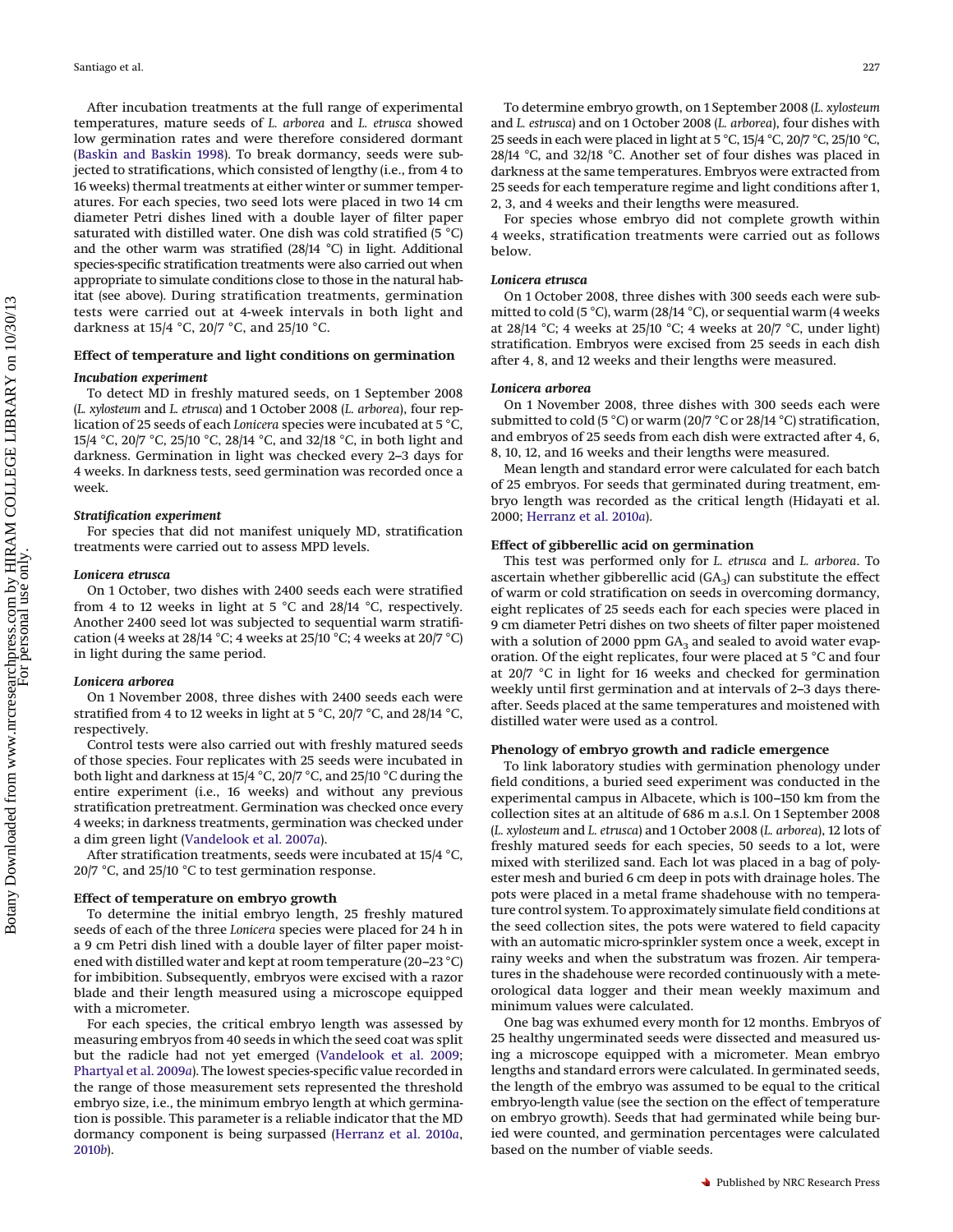After incubation treatments at the full range of experimental temperatures, mature seeds of *L. arborea* and *L. etrusca* showed low germination rates and were therefore considered dormant (Baskin and Baskin 1998). To break dormancy, seeds were subjected to stratifications, which consisted of lengthy (i.e., from 4 to 16 weeks) thermal treatments at either winter or summer temperatures. For each species, two seed lots were placed in two 14 cm diameter Petri dishes lined with a double layer of filter paper saturated with distilled water. One dish was cold stratified (5 °C) and the other warm was stratified (28/14 °C) in light. Additional species-specific stratification treatments were also carried out when appropriate to simulate conditions close to those in the natural habitat (see above). During stratification treatments, germination tests were carried out at 4-week intervals in both light and darkness at 15/4 °C, 20/7 °C, and 25/10 °C.

### Effect of temperature and light conditions on germination

#### *Incubation experiment*

To detect MD in freshly matured seeds, on 1 September 2008 (*L. xylosteum* and *L. etrusca*) and 1 October 2008 (*L. arborea*), four replication of 25 seeds of each *Lonicera* species were incubated at 5 °C, 15/4 °C, 20/7 °C, 25/10 °C, 28/14 °C, and 32/18 °C, in both light and darkness. Germination in light was checked every 2–3 days for 4 weeks. In darkness tests, seed germination was recorded once a week.

#### *Stratification experiment*

For species that did not manifest uniquely MD, stratification treatments were carried out to assess MPD levels.

#### *Lonicera etrusca*

On 1 October, two dishes with 2400 seeds each were stratified from 4 to 12 weeks in light at 5 °C and 28/14 °C, respectively. Another 2400 seed lot was subjected to sequential warm stratification (4 weeks at 28/14 °C; 4 weeks at 25/10 °C; 4 weeks at 20/7 °C) in light during the same period.

#### *Lonicera arborea*

On 1 November 2008, three dishes with 2400 seeds each were stratified from 4 to 12 weeks in light at 5 °C, 20/7 °C, and 28/14 °C, respectively.

Control tests were also carried out with freshly matured seeds of those species. Four replicates with 25 seeds were incubated in both light and darkness at 15/4 °C, 20/7 °C, and 25/10 °C during the entire experiment (i.e., 16 weeks) and without any previous stratification pretreatment. Germination was checked once every 4 weeks; in darkness treatments, germination was checked under a dim green light (Vandelook et al. 2007*a*).

After stratification treatments, seeds were incubated at 15/4 °C, 20/7 °C, and 25/10 °C to test germination response.

### Effect of temperature on embryo growth

To determine the initial embryo length, 25 freshly matured seeds of each of the three *Lonicera* species were placed for 24 h in a 9 cm Petri dish lined with a double layer of filter paper moistened with distilled water and kept at room temperature (20–23 °C) for imbibition. Subsequently, embryos were excised with a razor blade and their length measured using a microscope equipped with a micrometer.

For each species, the critical embryo length was assessed by measuring embryos from 40 seeds in which the seed coat was split but the radicle had not yet emerged (Vandelook et al. 2009; Phartyal et al. 2009*a*). The lowest species-specific value recorded in the range of those measurement sets represented the threshold embryo size, i.e., the minimum embryo length at which germination is possible. This parameter is a reliable indicator that the MD dormancy component is being surpassed (Herranz et al. 2010*a*, 2010*b*).

To determine embryo growth, on 1 September 2008 (*L. xylosteum* and *L. estrusca*) and on 1 October 2008 (*L. arborea*), four dishes with 25 seeds in each were placed in light at 5 °C, 15/4 °C, 20/7 °C, 25/10 °C, 28/14 °C, and 32/18 °C. Another set of four dishes was placed in darkness at the same temperatures. Embryos were extracted from 25 seeds for each temperature regime and light conditions after 1, 2, 3, and 4 weeks and their lengths were measured.

For species whose embryo did not complete growth within 4 weeks, stratification treatments were carried out as follows below.

#### *Lonicera etrusca*

On 1 October 2008, three dishes with 300 seeds each were submitted to cold (5 °C), warm (28/14 °C), or sequential warm (4 weeks at 28/14 °C; 4 weeks at 25/10 °C; 4 weeks at 20/7 °C, under light) stratification. Embryos were excised from 25 seeds in each dish after 4, 8, and 12 weeks and their lengths were measured.

#### *Lonicera arborea*

On 1 November 2008, three dishes with 300 seeds each were submitted to cold (5 °C) or warm (20/7 °C or 28/14 °C) stratification, and embryos of 25 seeds from each dish were extracted after 4, 6, 8, 10, 12, and 16 weeks and their lengths were measured.

Mean length and standard error were calculated for each batch of 25 embryos. For seeds that germinated during treatment, embryo length was recorded as the critical length (Hidayati et al. 2000; Herranz et al. 2010*a*).

### Effect of gibberellic acid on germination

This test was performed only for *L. etrusca* and *L. arborea*. To ascertain whether gibberellic acid ($GA_3$) can substitute the effect of warm or cold stratification on seeds in overcoming dormancy, eight replicates of 25 seeds each for each species were placed in 9 cm diameter Petri dishes on two sheets of filter paper moistened with a solution of 2000 ppm $GA_3$ and sealed to avoid water evaporation. Of the eight replicates, four were placed at 5 °C and four at 20/7 °C in light for 16 weeks and checked for germination weekly until first germination and at intervals of 2–3 days thereafter. Seeds placed at the same temperatures and moistened with distilled water were used as a control.

### Phenology of embryo growth and radicle emergence

To link laboratory studies with germination phenology under field conditions, a buried seed experiment was conducted in the experimental campus in Albacete, which is 100–150 km from the collection sites at an altitude of 686 m a.s.l. On 1 September 2008 (*L. xylosteum* and *L. etrusca*) and 1 October 2008 (*L. arborea*), 12 lots of freshly matured seeds for each species, 50 seeds to a lot, were mixed with sterilized sand. Each lot was placed in a bag of polyester mesh and buried 6 cm deep in pots with drainage holes. The pots were placed in a metal frame shadehouse with no temperature control system. To approximately simulate field conditions at the seed collection sites, the pots were watered to field capacity with an automatic micro-sprinkler system once a week, except in rainy weeks and when the substratum was frozen. Air temperatures in the shadehouse were recorded continuously with a meteorological data logger and their mean weekly maximum and minimum values were calculated.

One bag was exhumed every month for 12 months. Embryos of 25 healthy ungerminated seeds were dissected and measured using a microscope equipped with a micrometer. Mean embryo lengths and standard errors were calculated. In germinated seeds, the length of the embryo was assumed to be equal to the critical embryo-length value (see the section on the effect of temperature on embryo growth). Seeds that had germinated while being buried were counted, and germination percentages were calculated based on the number of viable seeds.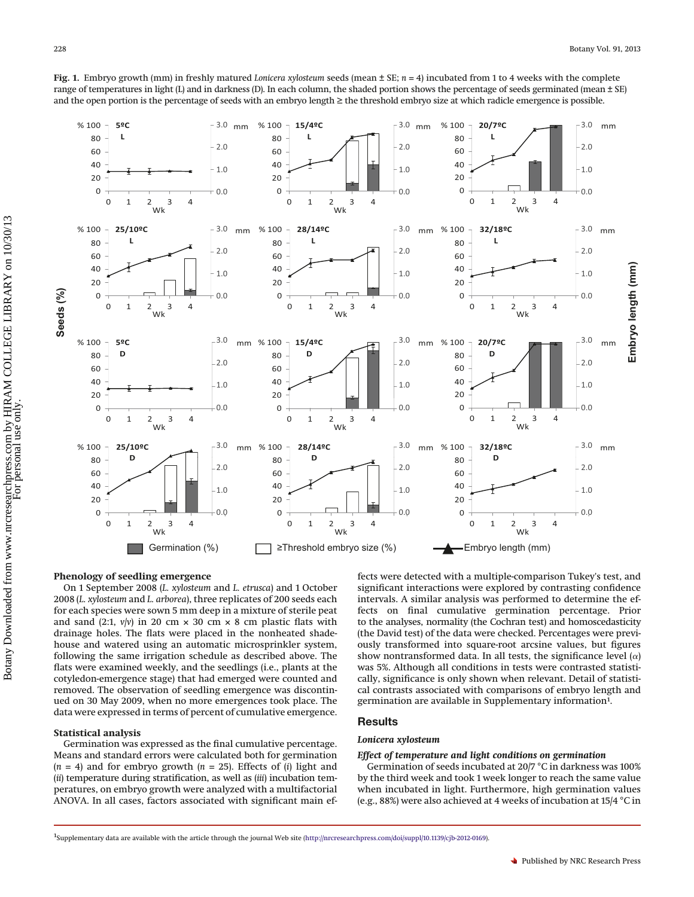**Fig. 1.** Embryo growth (mm) in freshly matured *Lonicera xylosteum* seeds (mean ± SE; $n$ = 4) incubated from 1 to 4 weeks with the complete range of temperatures in light (L) and in darkness (D). In each column, the shaded portion shows the percentage of seeds germinated (mean ± SE) and the open portion is the percentage of seeds with an embryo length ≥ the threshold embryo size at which radicle emergence is possible.

### Phenology of seedling emergence

On 1 September 2008 (*L. xylosteum* and *L. etrusca*) and 1 October 2008 (*L. xylosteum* and *L. arborea*), three replicates of 200 seeds each for each species were sown 5 mm deep in a mixture of sterile peat and sand (2:1, *v*/*v*) in 20 cm × 30 cm × 8 cm plastic flats with drainage holes. The flats were placed in the nonheated shadehouse and watered using an automatic microsprinkler system, following the same irrigation schedule as described above. The flats were examined weekly, and the seedlings (i.e., plants at the cotyledon-emergence stage) that had emerged were counted and removed. The observation of seedling emergence was discontinued on 30 May 2009, when no more emergences took place. The data were expressed in terms of percent of cumulative emergence.

### Statistical analysis

Germination was expressed as the final cumulative percentage. Means and standard errors were calculated both for germination ($n$ = 4) and for embryo growth ($n$ = 25). Effects of (*i*) light and (*ii*) temperature during stratification, as well as (*iii*) incubation temperatures, on embryo growth were analyzed with a multifactorial ANOVA. In all cases, factors associated with significant main effects were detected with a multiple-comparison Tukey's test, and significant interactions were explored by contrasting confidence intervals. A similar analysis was performed to determine the effects on final cumulative germination percentage. Prior to the analyses, normality (the Cochran test) and homoscedasticity (the David test) of the data were checked. Percentages were previously transformed into square-root arcsine values, but figures show nontransformed data. In all tests, the significance level ($\alpha$) was 5%. Although all conditions in tests were contrasted statistically, significance is only shown when relevant. Detail of statistical contrasts associated with comparisons of embryo length and germination are available in Supplementary information[1].

## Results

### *Lonicera xylosteum*

#### *Effect of temperature and light conditions on germination*

Germination of seeds incubated at 20/7 °C in darkness was 100% by the third week and took 1 week longer to reach the same value when incubated in light. Furthermore, high germination values (e.g., 88%) were also achieved at 4 weeks of incubation at 15/4 °C in

[1]Supplementary data are available with the article through the journal Web site (http://nrcresearchpress.com/doi/suppl/10.1139/cjb-2012-0169).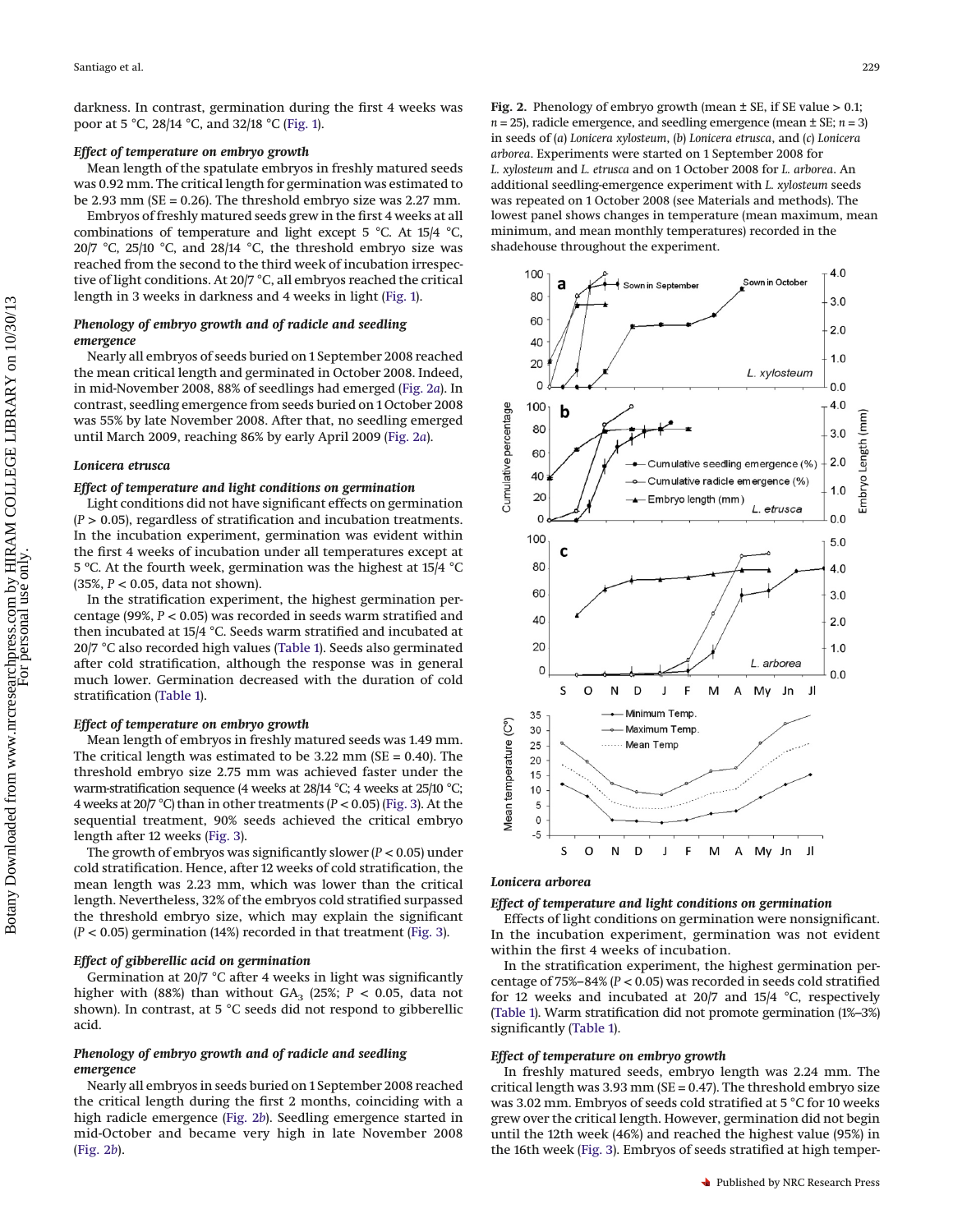darkness. In contrast, germination during the first 4 weeks was poor at 5 °C, 28/14 °C, and 32/18 °C (Fig. 1).

### *Effect of temperature on embryo growth*

Mean length of the spatulate embryos in freshly matured seeds was 0.92 mm. The critical length for germination was estimated to be 2.93 mm (SE = 0.26). The threshold embryo size was 2.27 mm.

Embryos of freshly matured seeds grew in the first 4 weeks at all combinations of temperature and light except 5 °C. At 15/4 °C, 20/7 °C, 25/10 °C, and 28/14 °C, the threshold embryo size was reached from the second to the third week of incubation irrespective of light conditions. At 20/7 °C, all embryos reached the critical length in 3 weeks in darkness and 4 weeks in light (Fig. 1).

### *Phenology of embryo growth and of radicle and seedling emergence*

Nearly all embryos of seeds buried on 1 September 2008 reached the mean critical length and germinated in October 2008. Indeed, in mid-November 2008, 88% of seedlings had emerged (Fig. 2*a*). In contrast, seedling emergence from seeds buried on 1 October 2008 was 55% by late November 2008. After that, no seedling emerged until March 2009, reaching 86% by early April 2009 (Fig. 2*a*).

## *Lonicera etrusca*

### *Effect of temperature and light conditions on germination*

Light conditions did not have significant effects on germination ($P > 0.05$), regardless of stratification and incubation treatments. In the incubation experiment, germination was evident within the first 4 weeks of incubation under all temperatures except at 5 °C. At the fourth week, germination was the highest at 15/4 °C (35%, $P < 0.05$, data not shown).

In the stratification experiment, the highest germination percentage (99%, $P < 0.05$) was recorded in seeds warm stratified and then incubated at 15/4 °C. Seeds warm stratified and incubated at 20/7 °C also recorded high values (Table 1). Seeds also germinated after cold stratification, although the response was in general much lower. Germination decreased with the duration of cold stratification (Table 1).

### *Effect of temperature on embryo growth*

Mean length of embryos in freshly matured seeds was 1.49 mm. The critical length was estimated to be 3.22 mm (SE = 0.40). The threshold embryo size 2.75 mm was achieved faster under the warm-stratification sequence (4 weeks at 28/14 °C; 4 weeks at 25/10 °C; 4 weeks at 20/7 °C) than in other treatments ($P < 0.05$) (Fig. 3). At the sequential treatment, 90% seeds achieved the critical embryo length after 12 weeks (Fig. 3).

The growth of embryos was significantly slower ($P < 0.05$) under cold stratification. Hence, after 12 weeks of cold stratification, the mean length was 2.23 mm, which was lower than the critical length. Nevertheless, 32% of the embryos cold stratified surpassed the threshold embryo size, which may explain the significant ($P < 0.05$) germination (14%) recorded in that treatment (Fig. 3).

### *Effect of gibberellic acid on germination*

Germination at 20/7 °C after 4 weeks in light was significantly higher with (88%) than without $GA_3$ (25%; $P < 0.05$, data not shown). In contrast, at 5 °C seeds did not respond to gibberellic acid.

### *Phenology of embryo growth and of radicle and seedling emergence*

Nearly all embryos in seeds buried on 1 September 2008 reached the critical length during the first 2 months, coinciding with a high radicle emergence (Fig. 2*b*). Seedling emergence started in mid-October and became very high in late November 2008 (Fig. 2*b*).

**Fig. 2.** Phenology of embryo growth (mean ± SE, if SE value > 0.1; $n = 25$), radicle emergence, and seedling emergence (mean ± SE; $n = 3$) in seeds of (*a*) *Lonicera xylosteum*, (*b*) *Lonicera etrusca*, and (*c*) *Lonicera arborea*. Experiments were started on 1 September 2008 for *L. xylosteum* and *L. etrusca* and on 1 October 2008 for *L. arborea*. An additional seedling-emergence experiment with *L. xylosteum* seeds was repeated on 1 October 2008 (see Materials and methods). The lowest panel shows changes in temperature (mean maximum, mean minimum, and mean monthly temperatures) recorded in the shadehouse throughout the experiment.

## *Lonicera arborea*

### *Effect of temperature and light conditions on germination*

Effects of light conditions on germination were nonsignificant. In the incubation experiment, germination was not evident within the first 4 weeks of incubation.

In the stratification experiment, the highest germination percentage of 75%–84% ($P < 0.05$) was recorded in seeds cold stratified for 12 weeks and incubated at 20/7 and 15/4 °C, respectively (Table 1). Warm stratification did not promote germination (1%–3%) significantly (Table 1).

### *Effect of temperature on embryo growth*

In freshly matured seeds, embryo length was 2.24 mm. The critical length was 3.93 mm (SE = 0.47). The threshold embryo size was 3.02 mm. Embryos of seeds cold stratified at 5 °C for 10 weeks grew over the critical length. However, germination did not begin until the 12th week (46%) and reached the highest value (95%) in the 16th week (Fig. 3). Embryos of seeds stratified at high temper-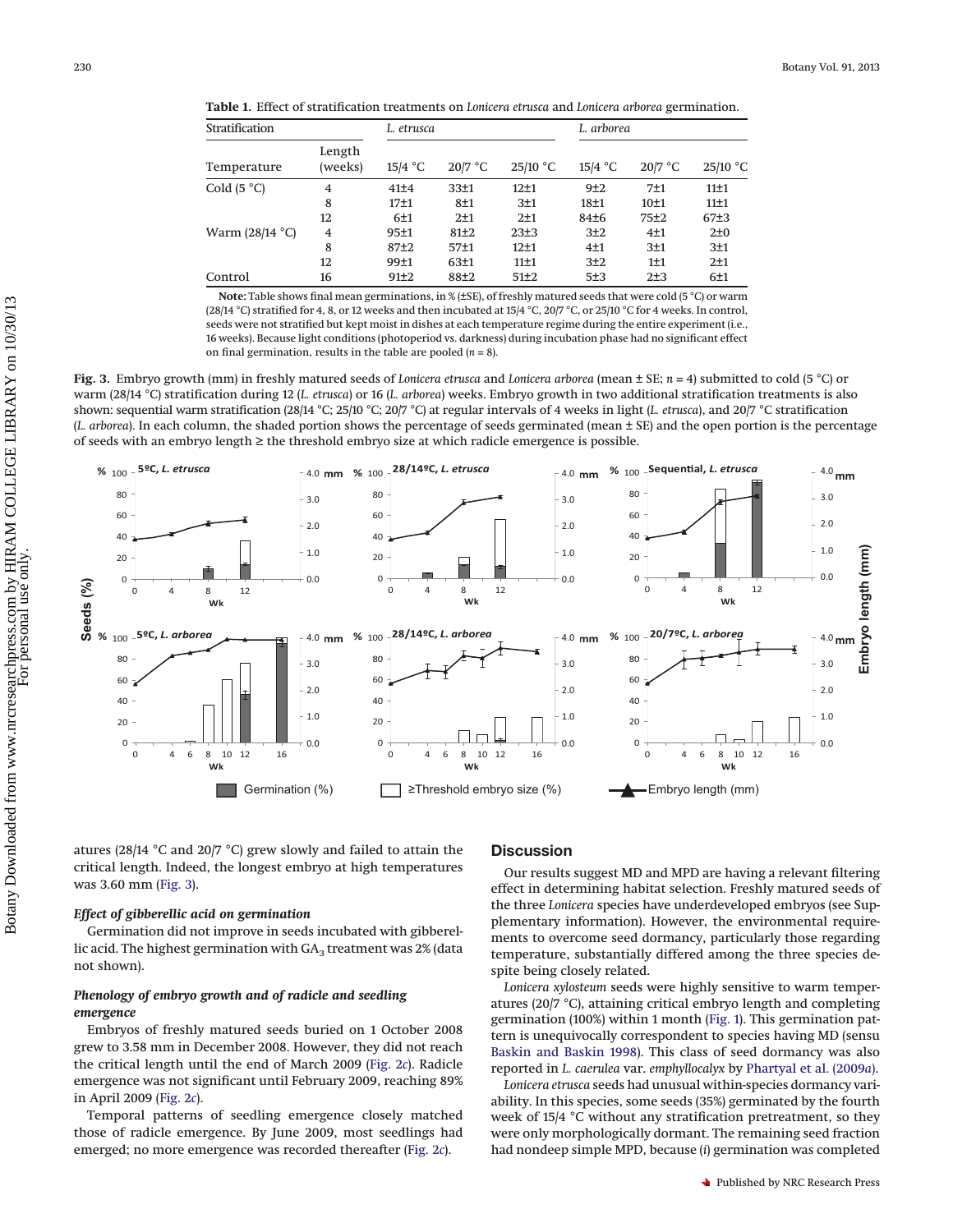**Table 1.** Effect of stratification treatments on *Lonicera etrusca* and *Lonicera arborea* germination.

| Stratification | | *L. etrusca* | | | *L. arborea* | | |
|---|---|---|---|---|---|---|---|
| Temperature | Length (weeks) | 15/4 °C | 20/7 °C | 25/10 °C | 15/4 °C | 20/7 °C | 25/10 °C |
| Cold (5 °C) | 4 | 41±4 | 33±1 | 12±1 | 9±2 | 7±1 | 11±1 |
| | 8 | 17±1 | 8±1 | 3±1 | 18±1 | 10±1 | 11±1 |
| | 12 | 6±1 | 2±1 | 2±1 | 84±6 | 75±2 | 67±3 |
| Warm (28/14 °C) | 4 | 95±1 | 81±2 | 23±3 | 3±2 | 4±1 | 2±0 |
| | 8 | 87±2 | 57±1 | 12±1 | 4±1 | 3±1 | 3±1 |
| | 12 | 99±1 | 63±1 | 11±1 | 3±2 | 1±1 | 2±1 |
| Control | 16 | 91±2 | 88±2 | 51±2 | 5±3 | 2±3 | 6±1 |

**Note:** Table shows final mean germinations, in % (±SE), of freshly matured seeds that were cold (5 °C) or warm (28/14 °C) stratified for 4, 8, or 12 weeks and then incubated at 15/4 °C, 20/7 °C, or 25/10 °C for 4 weeks. In control, seeds were not stratified but kept moist in dishes at each temperature regime during the entire experiment (i.e., 16 weeks). Because light conditions (photoperiod vs. darkness) during incubation phase had no significant effect on final germination, results in the table are pooled ($n$ = 8).

**Fig. 3.** Embryo growth (mm) in freshly matured seeds of *Lonicera etrusca* and *Lonicera arborea* (mean ± SE; $n$ = 4) submitted to cold (5 °C) or warm (28/14 °C) stratification during 12 (*L. etrusca*) or 16 (*L. arborea*) weeks. Embryo growth in two additional stratification treatments is also shown: sequential warm stratification (28/14 °C; 25/10 °C; 20/7 °C) at regular intervals of 4 weeks in light (*L. etrusca*), and 20/7 °C stratification (*L. arborea*). In each column, the shaded portion shows the percentage of seeds germinated (mean ± SE) and the open portion is the percentage of seeds with an embryo length ≥ the threshold embryo size at which radicle emergence is possible.

atures (28/14 °C and 20/7 °C) grew slowly and failed to attain the critical length. Indeed, the longest embryo at high temperatures was 3.60 mm (Fig. 3).

### *Effect of gibberellic acid on germination*

Germination did not improve in seeds incubated with gibberellic acid. The highest germination with $GA_3$ treatment was 2% (data not shown).

### *Phenology of embryo growth and of radicle and seedling emergence*

Embryos of freshly matured seeds buried on 1 October 2008 grew to 3.58 mm in December 2008. However, they did not reach the critical length until the end of March 2009 (Fig. 2*c*). Radicle emergence was not significant until February 2009, reaching 89% in April 2009 (Fig. 2*c*).

Temporal patterns of seedling emergence closely matched those of radicle emergence. By June 2009, most seedlings had emerged; no more emergence was recorded thereafter (Fig. 2*c*).

## Discussion

Our results suggest MD and MPD are having a relevant filtering effect in determining habitat selection. Freshly matured seeds of the three *Lonicera* species have underdeveloped embryos (see Supplementary information). However, the environmental requirements to overcome seed dormancy, particularly those regarding temperature, substantially differed among the three species despite being closely related.

*Lonicera xylosteum* seeds were highly sensitive to warm temperatures (20/7 °C), attaining critical embryo length and completing germination (100%) within 1 month (Fig. 1). This germination pattern is unequivocally correspondent to species having MD (sensu Baskin and Baskin 1998). This class of seed dormancy was also reported in *L. caerulea* var. *emphyllocalyx* by Phartyal et al. (2009*a*).

*Lonicera etrusca* seeds had unusual within-species dormancy variability. In this species, some seeds (35%) germinated by the fourth week of 15/4 °C without any stratification pretreatment, so they were only morphologically dormant. The remaining seed fraction had nondeep simple MPD, because (*i*) germination was completed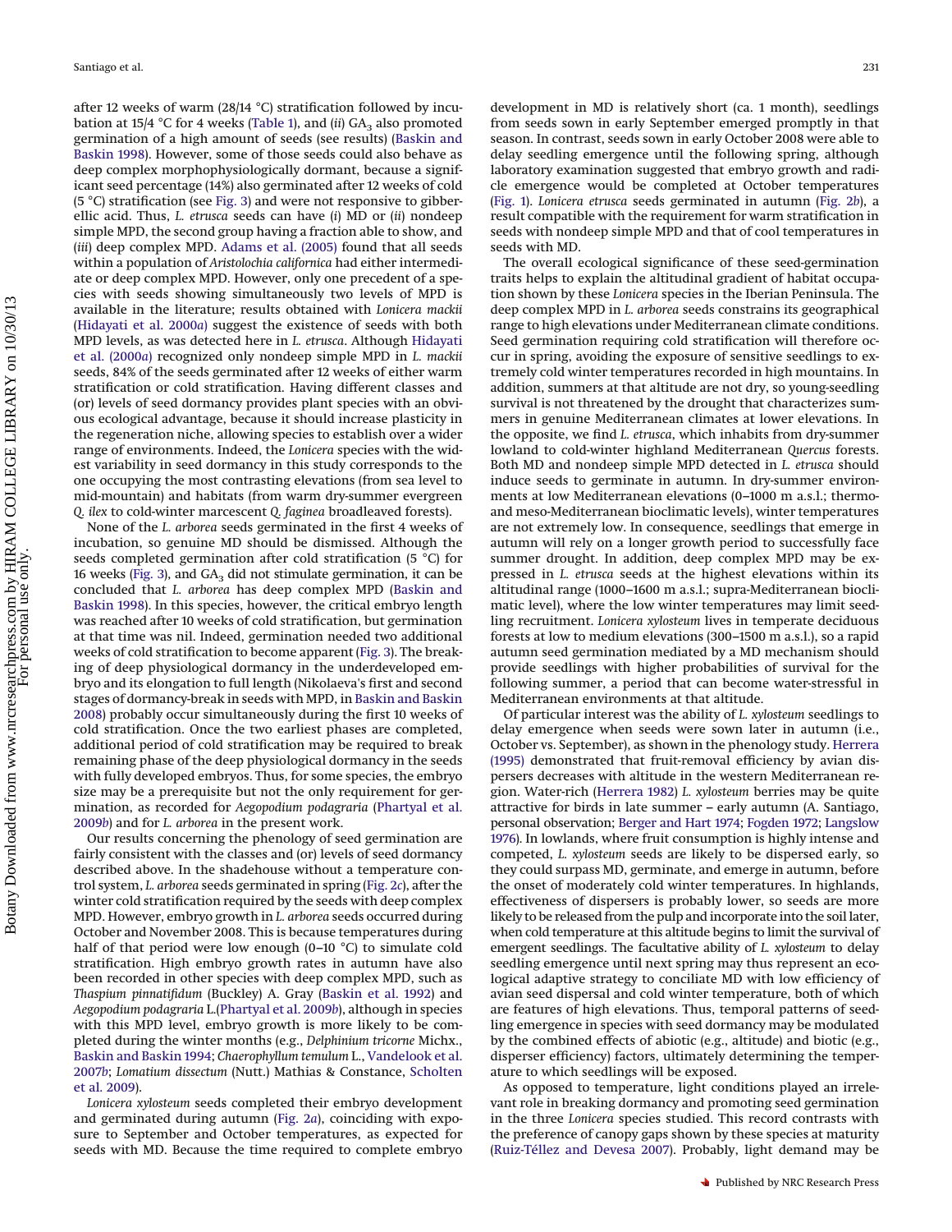after 12 weeks of warm (28/14 °C) stratification followed by incubation at 15/4 °C for 4 weeks (Table 1), and (*ii*) $GA_3$ also promoted germination of a high amount of seeds (see results) (Baskin and Baskin 1998). However, some of those seeds could also behave as deep complex morphophysiologically dormant, because a significant seed percentage (14%) also germinated after 12 weeks of cold (5 °C) stratification (see Fig. 3) and were not responsive to gibberellic acid. Thus, *L. etrusca* seeds can have (*i*) MD or (*ii*) nondeep simple MPD, the second group having a fraction able to show, and (*iii*) deep complex MPD. Adams et al. (2005) found that all seeds within a population of *Aristolochia californica* had either intermediate or deep complex MPD. However, only one precedent of a species with seeds showing simultaneously two levels of MPD is available in the literature; results obtained with *Lonicera mackii* (Hidayati et al. 2000*a*) suggest the existence of seeds with both MPD levels, as was detected here in *L. etrusca*. Although Hidayati et al. (2000*a*) recognized only nondeep simple MPD in *L. mackii* seeds, 84% of the seeds germinated after 12 weeks of either warm stratification or cold stratification. Having different classes and (or) levels of seed dormancy provides plant species with an obvious ecological advantage, because it should increase plasticity in the regeneration niche, allowing species to establish over a wider range of environments. Indeed, the *Lonicera* species with the widest variability in seed dormancy in this study corresponds to the one occupying the most contrasting elevations (from sea level to mid-mountain) and habitats (from warm dry-summer evergreen *Q. ilex* to cold-winter marcescent *Q. faginea* broadleaved forests).

None of the *L. arborea* seeds germinated in the first 4 weeks of incubation, so genuine MD should be dismissed. Although the seeds completed germination after cold stratification (5 °C) for 16 weeks (Fig. 3), and $GA_3$ did not stimulate germination, it can be concluded that *L. arborea* has deep complex MPD (Baskin and Baskin 1998). In this species, however, the critical embryo length was reached after 10 weeks of cold stratification, but germination at that time was nil. Indeed, germination needed two additional weeks of cold stratification to become apparent (Fig. 3). The breaking of deep physiological dormancy in the underdeveloped embryo and its elongation to full length (Nikolaeva's first and second stages of dormancy-break in seeds with MPD, in Baskin and Baskin 2008) probably occur simultaneously during the first 10 weeks of cold stratification. Once the two earliest phases are completed, additional period of cold stratification may be required to break remaining phase of the deep physiological dormancy in the seeds with fully developed embryos. Thus, for some species, the embryo size may be a prerequisite but not the only requirement for germination, as recorded for *Aegopodium podagraria* (Phartyal et al. 2009*b*) and for *L. arborea* in the present work.

Our results concerning the phenology of seed germination are fairly consistent with the classes and (or) levels of seed dormancy described above. In the shadehouse without a temperature control system, *L. arborea* seeds germinated in spring (Fig. 2*c*), after the winter cold stratification required by the seeds with deep complex MPD. However, embryo growth in *L. arborea* seeds occurred during October and November 2008. This is because temperatures during half of that period were low enough (0–10 °C) to simulate cold stratification. High embryo growth rates in autumn have also been recorded in other species with deep complex MPD, such as *Thaspium pinnatifidum* (Buckley) A. Gray (Baskin et al. 1992) and *Aegopodium podagraria* L.(Phartyal et al. 2009*b*), although in species with this MPD level, embryo growth is more likely to be completed during the winter months (e.g., *Delphinium tricorne* Michx., Baskin and Baskin 1994; *Chaerophyllum temulum* L., Vandelook et al. 2007*b*; *Lomatium dissectum* (Nutt.) Mathias & Constance, Scholten et al. 2009).

*Lonicera xylosteum* seeds completed their embryo development and germinated during autumn (Fig. 2*a*), coinciding with exposure to September and October temperatures, as expected for seeds with MD. Because the time required to complete embryo development in MD is relatively short (ca. 1 month), seedlings from seeds sown in early September emerged promptly in that season. In contrast, seeds sown in early October 2008 were able to delay seedling emergence until the following spring, although laboratory examination suggested that embryo growth and radicle emergence would be completed at October temperatures (Fig. 1). *Lonicera etrusca* seeds germinated in autumn (Fig. 2*b*), a result compatible with the requirement for warm stratification in seeds with nondeep simple MPD and that of cool temperatures in seeds with MD.

The overall ecological significance of these seed-germination traits helps to explain the altitudinal gradient of habitat occupation shown by these *Lonicera* species in the Iberian Peninsula. The deep complex MPD in *L. arborea* seeds constrains its geographical range to high elevations under Mediterranean climate conditions. Seed germination requiring cold stratification will therefore occur in spring, avoiding the exposure of sensitive seedlings to extremely cold winter temperatures recorded in high mountains. In addition, summers at that altitude are not dry, so young-seedling survival is not threatened by the drought that characterizes summers in genuine Mediterranean climates at lower elevations. In the opposite, we find *L. etrusca*, which inhabits from dry-summer lowland to cold-winter highland Mediterranean *Quercus* forests. Both MD and nondeep simple MPD detected in *L. etrusca* should induce seeds to germinate in autumn. In dry-summer environments at low Mediterranean elevations (0–1000 m a.s.l.; thermo- and meso-Mediterranean bioclimatic levels), winter temperatures are not extremely low. In consequence, seedlings that emerge in autumn will rely on a longer growth period to successfully face summer drought. In addition, deep complex MPD may be expressed in *L. etrusca* seeds at the highest elevations within its altitudinal range (1000–1600 m a.s.l.; supra-Mediterranean bioclimatic level), where the low winter temperatures may limit seedling recruitment. *Lonicera xylosteum* lives in temperate deciduous forests at low to medium elevations (300–1500 m a.s.l.), so a rapid autumn seed germination mediated by a MD mechanism should provide seedlings with higher probabilities of survival for the following summer, a period that can become water-stressful in Mediterranean environments at that altitude.

Of particular interest was the ability of *L. xylosteum* seedlings to delay emergence when seeds were sown later in autumn (i.e., October vs. September), as shown in the phenology study. Herrera (1995) demonstrated that fruit-removal efficiency by avian dispersers decreases with altitude in the western Mediterranean region. Water-rich (Herrera 1982) *L. xylosteum* berries may be quite attractive for birds in late summer – early autumn (A. Santiago, personal observation; Berger and Hart 1974; Fogden 1972; Langslow 1976). In lowlands, where fruit consumption is highly intense and competed, *L. xylosteum* seeds are likely to be dispersed early, so they could surpass MD, germinate, and emerge in autumn, before the onset of moderately cold winter temperatures. In highlands, effectiveness of dispersers is probably lower, so seeds are more likely to be released from the pulp and incorporate into the soil later, when cold temperature at this altitude begins to limit the survival of emergent seedlings. The facultative ability of *L. xylosteum* to delay seedling emergence until next spring may thus represent an ecological adaptive strategy to conciliate MD with low efficiency of avian seed dispersal and cold winter temperature, both of which are features of high elevations. Thus, temporal patterns of seedling emergence in species with seed dormancy may be modulated by the combined effects of abiotic (e.g., altitude) and biotic (e.g., disperser efficiency) factors, ultimately determining the temperature to which seedlings will be exposed.

As opposed to temperature, light conditions played an irrelevant role in breaking dormancy and promoting seed germination in the three *Lonicera* species studied. This record contrasts with the preference of canopy gaps shown by these species at maturity (Ruiz-Téllez and Devesa 2007). Probably, light demand may be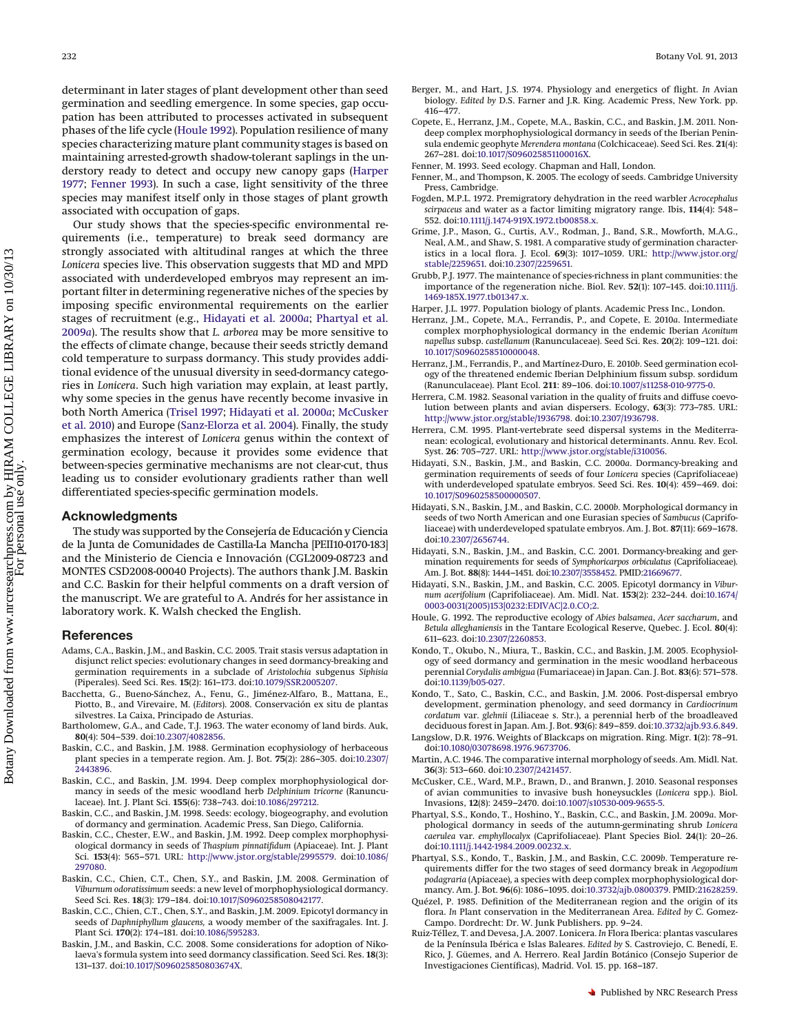determinant in later stages of plant development other than seed germination and seedling emergence. In some species, gap occupation has been attributed to processes activated in subsequent phases of the life cycle (Houle 1992). Population resilience of many species characterizing mature plant community stages is based on maintaining arrested-growth shadow-tolerant saplings in the understory ready to detect and occupy new canopy gaps (Harper 1977; Fenner 1993). In such a case, light sensitivity of the three species may manifest itself only in those stages of plant growth associated with occupation of gaps.

Our study shows that the species-specific environmental requirements (i.e., temperature) to break seed dormancy are strongly associated with altitudinal ranges at which the three *Lonicera* species live. This observation suggests that MD and MPD associated with underdeveloped embryos may represent an important filter in determining regenerative niches of the species by imposing specific environmental requirements on the earlier stages of recruitment (e.g., Hidayati et al. 2000*a*; Phartyal et al. 2009*a*). The results show that *L. arborea* may be more sensitive to the effects of climate change, because their seeds strictly demand cold temperature to surpass dormancy. This study provides additional evidence of the unusual diversity in seed-dormancy categories in *Lonicera*. Such high variation may explain, at least partly, why some species in the genus have recently become invasive in both North America (Trisel 1997; Hidayati et al. 2000*a*; McCusker et al. 2010) and Europe (Sanz-Elorza et al. 2004). Finally, the study emphasizes the interest of *Lonicera* genus within the context of germination ecology, because it provides some evidence that between-species germinative mechanisms are not clear-cut, thus leading us to consider evolutionary gradients rather than well differentiated species-specific germination models.

## Acknowledgments

The study was supported by the Consejería de Educación y Ciencia de la Junta de Comunidades de Castilla-La Mancha [PEII10-0170-183] and the Ministerio de Ciencia e Innovación (CGL2009-08723 and MONTES CSD2008-00040 Projects). The authors thank J.M. Baskin and C.C. Baskin for their helpful comments on a draft version of the manuscript. We are grateful to A. Andrés for her assistance in laboratory work. K. Walsh checked the English.

## References

Adams, C.A., Baskin, J.M., and Baskin, C.C. 2005. Trait stasis versus adaptation in disjunct relict species: evolutionary changes in seed dormancy-breaking and germination requirements in a subclade of *Aristolochia* subgenus *Siphisia* (Piperales). Seed Sci. Res. **15**(2): 161–173. doi:10.1079/SSR2005207.

Bacchetta, G., Bueno-Sánchez, A., Fenu, G., Jiménez-Alfaro, B., Mattana, E., Piotto, B., and Virevaire, M. (*Editors*). 2008. Conservación ex situ de plantas silvestres. La Caixa, Principado de Asturias.

Bartholomew, G.A., and Cade, T.J. 1963. The water economy of land birds. Auk, **80**(4): 504–539. doi:10.2307/4082856.

Baskin, C.C., and Baskin, J.M. 1988. Germination ecophysiology of herbaceous plant species in a temperate region. Am. J. Bot. **75**(2): 286–305. doi:10.2307/2443896.

Baskin, C.C., and Baskin, J.M. 1994. Deep complex morphophysiological dormancy in seeds of the mesic woodland herb *Delphinium tricorne* (Ranunculaceae). Int. J. Plant Sci. **155**(6): 738–743. doi:10.1086/297212.

Baskin, C.C., and Baskin, J.M. 1998. Seeds: ecology, biogeography, and evolution of dormancy and germination. Academic Press, San Diego, California.

Baskin, C.C., Chester, E.W., and Baskin, J.M. 1992. Deep complex morphophysiological dormancy in seeds of *Thaspium pinnatifidum* (Apiaceae). Int. J. Plant Sci. **153**(4): 565–571. URL: http://www.jstor.org/stable/2995579. doi:10.1086/297080.

Baskin, C.C., Chien, C.T., Chen, S.Y., and Baskin, J.M. 2008. Germination of *Viburnum odoratissimum* seeds: a new level of morphophysiological dormancy. Seed Sci. Res. **18**(3): 179–184. doi:10.1017/S0960258508042177.

Baskin, C.C., Chien, C.T., Chen, S.Y., and Baskin, J.M. 2009. Epicotyl dormancy in seeds of *Daphniphyllum glaucens,* a woody member of the saxifragales. Int. J. Plant Sci. **170**(2): 174–181. doi:10.1086/595283.

Baskin, J.M., and Baskin, C.C. 2008. Some considerations for adoption of Nikolaeva's formula system into seed dormancy classification. Seed Sci. Res. **18**(3): 131–137. doi:10.1017/S096025850803674X.

Berger, M., and Hart, J.S. 1974. Physiology and energetics of flight. *In* Avian biology. *Edited by* D.S. Farner and J.R. King. Academic Press, New York. pp. 416–477.

Copete, E., Herranz, J.M., Copete, M.A., Baskin, C.C., and Baskin, J.M. 2011. Non-deep complex morphophysiological dormancy in seeds of the Iberian Peninsula endemic geophyte *Merendera montana* (Colchicaceae). Seed Sci. Res. **21**(4): 267–281. doi:10.1017/S096025851100016X.

Fenner, M. 1993. Seed ecology. Chapman and Hall, London.

Fenner, M., and Thompson, K. 2005. The ecology of seeds. Cambridge University Press, Cambridge.

Fogden, M.P.L. 1972. Premigratory dehydration in the reed warbler *Acrocephalus scirpaceus* and water as a factor limiting migratory range. Ibis, **114**(4): 548–552. doi:10.1111/j.1474-919X.1972.tb00858.x.

Grime, J.P., Mason, G., Curtis, A.V., Rodman, J., Band, S.R., Mowforth, M.A.G., Neal, A.M., and Shaw, S. 1981. A comparative study of germination characteristics in a local flora. J. Ecol. **69**(3): 1017–1059. URL: http://www.jstor.org/stable/2259651. doi:10.2307/2259651.

Grubb, P.J. 1977. The maintenance of species-richness in plant communities: the importance of the regeneration niche. Biol. Rev. **52**(1): 107–145. doi:10.1111/j.1469-185X.1977.tb01347.x.

Harper, J.L. 1977. Population biology of plants. Academic Press Inc., London.

Herranz, J.M., Copete, M.A., Ferrandis, P., and Copete, E. 2010*a*. Intermediate complex morphophysiological dormancy in the endemic Iberian *Aconitum napellus* subsp. *castellanum* (Ranunculaceae). Seed Sci. Res. **20**(2): 109–121. doi:10.1017/S0960258510000048.

Herranz, J.M., Ferrandis, P., and Martínez-Duro, E. 2010*b*. Seed germination ecology of the threatened endemic Iberian Delphinium fissum subsp. sordidum (Ranunculaceae). Plant Ecol. **211**: 89–106. doi:10.1007/s11258-010-9775-0.

Herrera, C.M. 1982. Seasonal variation in the quality of fruits and diffuse coevolution between plants and avian dispersers. Ecology, **63**(3): 773–785. URL: http://www.jstor.org/stable/1936798. doi:10.2307/1936798.

Herrera, C.M. 1995. Plant-vertebrate seed dispersal systems in the Mediterranean: ecological, evolutionary and historical determinants. Annu. Rev. Ecol. Syst. **26**: 705–727. URL: http://www.jstor.org/stable/i310056.

Hidayati, S.N., Baskin, J.M., and Baskin, C.C. 2000*a*. Dormancy-breaking and germination requirements of seeds of four *Lonicera* species (Caprifoliaceae) with underdeveloped spatulate embryos. Seed Sci. Res. **10**(4): 459–469. doi:10.1017/S0960258500000507.

Hidayati, S.N., Baskin, J.M., and Baskin, C.C. 2000*b*. Morphological dormancy in seeds of two North American and one Eurasian species of *Sambucus* (Caprifoliaceae) with underdeveloped spatulate embryos. Am. J. Bot. **87**(11): 669–1678. doi:10.2307/2656744.

Hidayati, S.N., Baskin, J.M., and Baskin, C.C. 2001. Dormancy-breaking and germination requirements for seeds of *Symphoricarpos orbiculatus* (Caprifoliaceae). Am. J. Bot. **88**(8): 1444–1451. doi:10.2307/3558452. PMID:21669677.

Hidayati, S.N., Baskin, J.M., and Baskin, C.C. 2005. Epicotyl dormancy in *Viburnum acerifolium* (Caprifoliaceae). Am. Midl. Nat. **153**(2): 232–244. doi:10.1674/0003-0031(2005)153[0232:EDIVAC]2.0.CO;2.

Houle, G. 1992. The reproductive ecology of *Abies balsamea*, *Acer saccharum*, and *Betula alleghaniensis* in the Tantare Ecological Reserve, Quebec. J. Ecol. **80**(4): 611–623. doi:10.2307/2260853.

Kondo, T., Okubo, N., Miura, T., Baskin, C.C., and Baskin, J.M. 2005. Ecophysiology of seed dormancy and germination in the mesic woodland herbaceous perennial *Corydalis ambigua* (Fumariaceae) in Japan. Can. J. Bot. **83**(6): 571–578. doi:10.1139/b05-027.

Kondo, T., Sato, C., Baskin, C.C., and Baskin, J.M. 2006. Post-dispersal embryo development, germination phenology, and seed dormancy in *Cardiocrinum cordatum* var. *glehnii* (Liliaceae s. Str.), a perennial herb of the broadleaved deciduous forest in Japan. Am. J. Bot. **93**(6): 849–859. doi:10.3732/ajb.93.6.849.

Langslow, D.R. 1976. Weights of Blackcaps on migration. Ring. Migr. **1**(2): 78–91. doi:10.1080/03078698.1976.9673706.

Martin, A.C. 1946. The comparative internal morphology of seeds. Am. Midl. Nat. **36**(3): 513–660. doi:10.2307/2421457.

McCusker, C.E., Ward, M.P., Brawn, D., and Branwn, J. 2010. Seasonal responses of avian communities to invasive bush honeysuckles (*Lonicera* spp.). Biol. Invasions, **12**(8): 2459–2470. doi:10.1007/s10530-009-9655-5.

Phartyal, S.S., Kondo, T., Hoshino, Y., Baskin, C.C., and Baskin, J.M. 2009*a*. Morphological dormancy in seeds of the autumn-germinating shrub *Lonicera caerulea* var. *emphyllocalyx* (Caprifoliaceae). Plant Species Biol. **24**(1): 20–26. doi:10.1111/j.1442-1984.2009.00232.x.

Phartyal, S.S., Kondo, T., Baskin, J.M., and Baskin, C.C. 2009*b*. Temperature requirements differ for the two stages of seed dormancy break in *Aegopodium podagraria* (Apiaceae), a species with deep complex morphophysiological dormancy. Am. J. Bot. **96**(6): 1086–1095. doi:10.3732/ajb.0800379. PMID:21628259.

Quézel, P. 1985. Definition of the Mediterranean region and the origin of its flora. *In* Plant conservation in the Mediterranean Area. *Edited by* C. Gomez-Campo. Dordrecht: Dr. W. Junk Publishers. pp. 9–24.

Ruiz-Téllez, T. and Devesa, J.A. 2007. Lonicera. *In* Flora Iberica: plantas vasculares de la Península Ibérica e Islas Baleares. *Edited by* S. Castroviejo, C. Benedí, E. Rico, J. Güemes, and A. Herrero. Real Jardín Botánico (Consejo Superior de Investigaciones Científicas), Madrid. Vol. 15. pp. 168–187.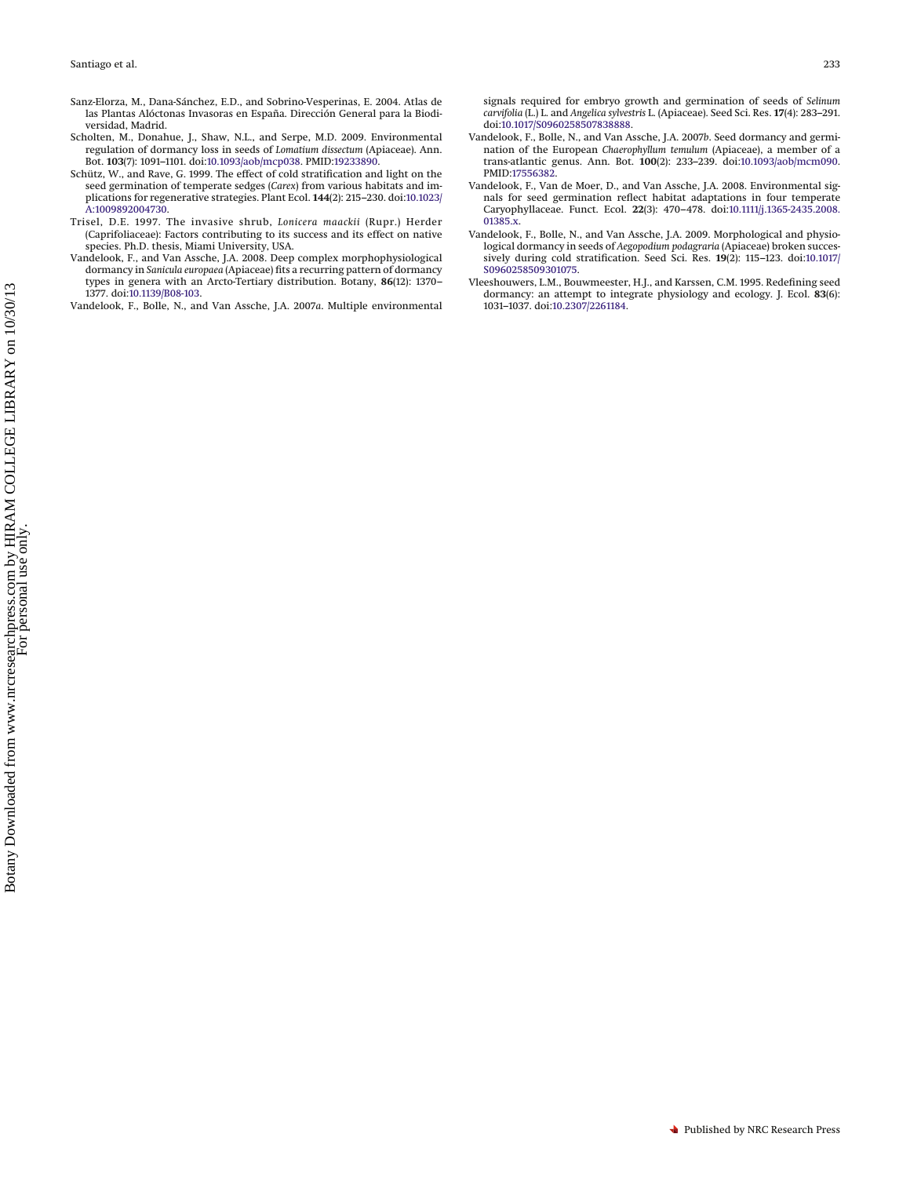Sanz-Elorza, M., Dana-Sánchez, E.D., and Sobrino-Vesperinas, E. 2004. Atlas de las Plantas Alóctonas Invasoras en España. Dirección General para la Biodiversidad, Madrid.

Scholten, M., Donahue, J., Shaw, N.L., and Serpe, M.D. 2009. Environmental regulation of dormancy loss in seeds of *Lomatium dissectum* (Apiaceae). Ann. Bot. **103**(7): 1091–1101. doi:10.1093/aob/mcp038. PMID:19233890.

Schütz, W., and Rave, G. 1999. The effect of cold stratification and light on the seed germination of temperate sedges (*Carex*) from various habitats and implications for regenerative strategies. Plant Ecol. **144**(2): 215–230. doi:10.1023/A:1009892004730.

Trisel, D.E. 1997. The invasive shrub, *Lonicera maackii* (Rupr.) Herder (Caprifoliaceae): Factors contributing to its success and its effect on native species. Ph.D. thesis, Miami University, USA.

Vandelook, F., and Van Assche, J.A. 2008. Deep complex morphophysiological dormancy in *Sanicula europaea* (Apiaceae) fits a recurring pattern of dormancy types in genera with an Arcto-Tertiary distribution. Botany, **86**(12): 1370–1377. doi:10.1139/B08-103.

Vandelook, F., Bolle, N., and Van Assche, J.A. 2007*a*. Multiple environmental signals required for embryo growth and germination of seeds of *Selinum carvifolia* (L.) L. and *Angelica sylvestris* L. (Apiaceae). Seed Sci. Res. **17**(4): 283–291. doi:10.1017/S0960258507838888.

Vandelook, F., Bolle, N., and Van Assche, J.A. 2007*b*. Seed dormancy and germination of the European *Chaerophyllum temulum* (Apiaceae), a member of a trans-atlantic genus. Ann. Bot. **100**(2): 233–239. doi:10.1093/aob/mcm090. PMID:17556382.

Vandelook, F., Van de Moer, D., and Van Assche, J.A. 2008. Environmental signals for seed germination reflect habitat adaptations in four temperate Caryophyllaceae. Funct. Ecol. **22**(3): 470–478. doi:10.1111/j.1365-2435.2008.01385.x.

Vandelook, F., Bolle, N., and Van Assche, J.A. 2009. Morphological and physiological dormancy in seeds of *Aegopodium podagraria* (Apiaceae) broken successively during cold stratification. Seed Sci. Res. **19**(2): 115–123. doi:10.1017/S0960258509301075.

Vleeshouwers, L.M., Bouwmeester, H.J., and Karssen, C.M. 1995. Redefining seed dormancy: an attempt to integrate physiology and ecology. J. Ecol. **83**(6): 1031–1037. doi:10.2307/2261184.